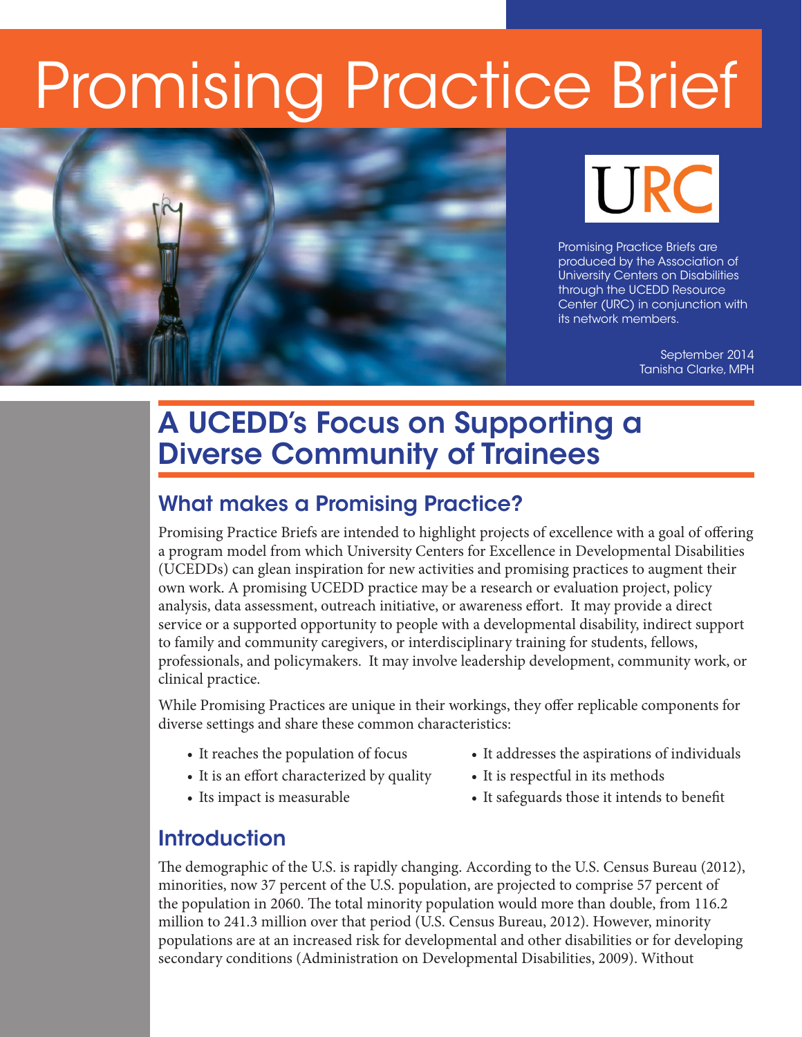# Promising Practice Brief

URC

Promising Practice Briefs are produced by the Association of University Centers on Disabilities through the UCEDD Resource Center (URC) in conjunction with its network members.

September 2014
Tanisha Clarke, MPH

## A UCEDD's Focus on Supporting a Diverse Community of Trainees

### What makes a Promising Practice?

Promising Practice Briefs are intended to highlight projects of excellence with a goal of offering a program model from which University Centers for Excellence in Developmental Disabilities (UCEDDs) can glean inspiration for new activities and promising practices to augment their own work. A promising UCEDD practice may be a research or evaluation project, policy analysis, data assessment, outreach initiative, or awareness effort. It may provide a direct service or a supported opportunity to people with a developmental disability, indirect support to family and community caregivers, or interdisciplinary training for students, fellows, professionals, and policymakers. It may involve leadership development, community work, or clinical practice.

While Promising Practices are unique in their workings, they offer replicable components for diverse settings and share these common characteristics:

- It reaches the population of focus
- It is an effort characterized by quality
- Its impact is measurable
- It addresses the aspirations of individuals
- It is respectful in its methods
- It safeguards those it intends to benefit

### Introduction

The demographic of the U.S. is rapidly changing. According to the U.S. Census Bureau (2012), minorities, now 37 percent of the U.S. population, are projected to comprise 57 percent of the population in 2060. The total minority population would more than double, from 116.2 million to 241.3 million over that period (U.S. Census Bureau, 2012). However, minority populations are at an increased risk for developmental and other disabilities or for developing secondary conditions (Administration on Developmental Disabilities, 2009). Without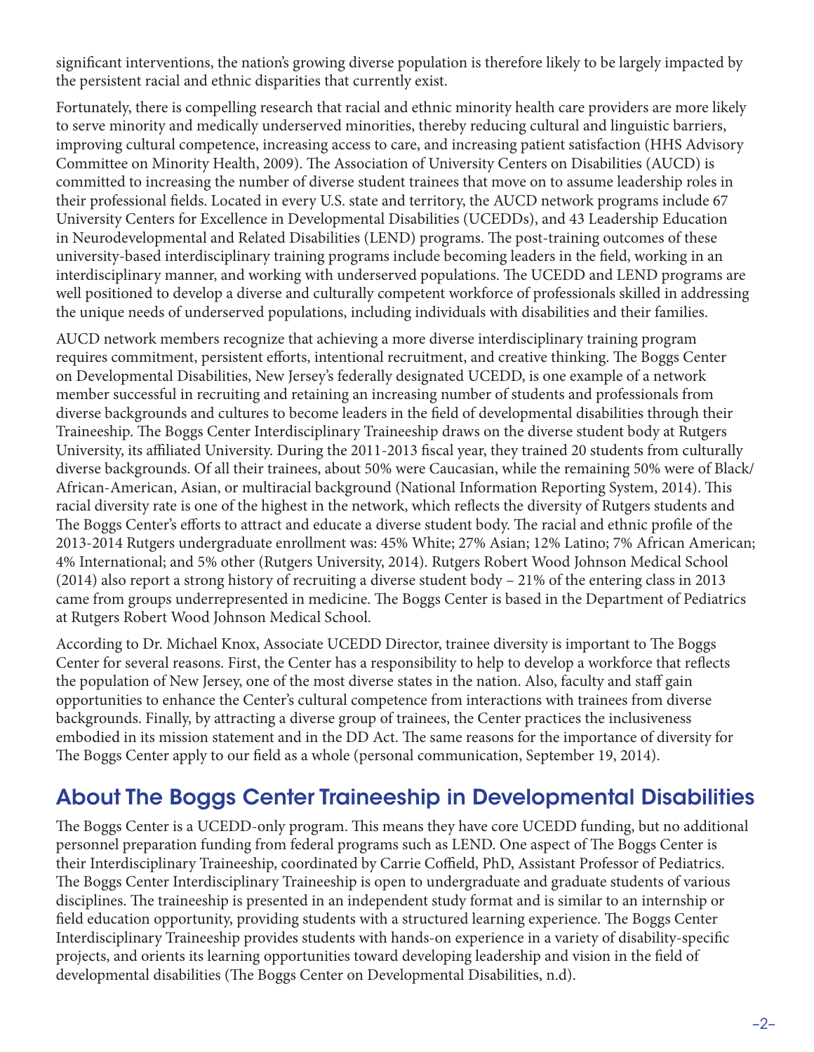significant interventions, the nation's growing diverse population is therefore likely to be largely impacted by the persistent racial and ethnic disparities that currently exist.

Fortunately, there is compelling research that racial and ethnic minority health care providers are more likely to serve minority and medically underserved minorities, thereby reducing cultural and linguistic barriers, improving cultural competence, increasing access to care, and increasing patient satisfaction (HHS Advisory Committee on Minority Health, 2009). The Association of University Centers on Disabilities (AUCD) is committed to increasing the number of diverse student trainees that move on to assume leadership roles in their professional fields. Located in every U.S. state and territory, the AUCD network programs include 67 University Centers for Excellence in Developmental Disabilities (UCEDDs), and 43 Leadership Education in Neurodevelopmental and Related Disabilities (LEND) programs. The post-training outcomes of these university-based interdisciplinary training programs include becoming leaders in the field, working in an interdisciplinary manner, and working with underserved populations. The UCEDD and LEND programs are well positioned to develop a diverse and culturally competent workforce of professionals skilled in addressing the unique needs of underserved populations, including individuals with disabilities and their families.

AUCD network members recognize that achieving a more diverse interdisciplinary training program requires commitment, persistent efforts, intentional recruitment, and creative thinking. The Boggs Center on Developmental Disabilities, New Jersey's federally designated UCEDD, is one example of a network member successful in recruiting and retaining an increasing number of students and professionals from diverse backgrounds and cultures to become leaders in the field of developmental disabilities through their Traineeship. The Boggs Center Interdisciplinary Traineeship draws on the diverse student body at Rutgers University, its affiliated University. During the 2011-2013 fiscal year, they trained 20 students from culturally diverse backgrounds. Of all their trainees, about 50% were Caucasian, while the remaining 50% were of Black/African-American, Asian, or multiracial background (National Information Reporting System, 2014). This racial diversity rate is one of the highest in the network, which reflects the diversity of Rutgers students and The Boggs Center's efforts to attract and educate a diverse student body. The racial and ethnic profile of the 2013-2014 Rutgers undergraduate enrollment was: 45% White; 27% Asian; 12% Latino; 7% African American; 4% International; and 5% other (Rutgers University, 2014). Rutgers Robert Wood Johnson Medical School (2014) also report a strong history of recruiting a diverse student body – 21% of the entering class in 2013 came from groups underrepresented in medicine. The Boggs Center is based in the Department of Pediatrics at Rutgers Robert Wood Johnson Medical School.

According to Dr. Michael Knox, Associate UCEDD Director, trainee diversity is important to The Boggs Center for several reasons. First, the Center has a responsibility to help to develop a workforce that reflects the population of New Jersey, one of the most diverse states in the nation. Also, faculty and staff gain opportunities to enhance the Center's cultural competence from interactions with trainees from diverse backgrounds. Finally, by attracting a diverse group of trainees, the Center practices the inclusiveness embodied in its mission statement and in the DD Act. The same reasons for the importance of diversity for The Boggs Center apply to our field as a whole (personal communication, September 19, 2014).

## About The Boggs Center Traineeship in Developmental Disabilities

The Boggs Center is a UCEDD-only program. This means they have core UCEDD funding, but no additional personnel preparation funding from federal programs such as LEND. One aspect of The Boggs Center is their Interdisciplinary Traineeship, coordinated by Carrie Coffield, PhD, Assistant Professor of Pediatrics. The Boggs Center Interdisciplinary Traineeship is open to undergraduate and graduate students of various disciplines. The traineeship is presented in an independent study format and is similar to an internship or field education opportunity, providing students with a structured learning experience. The Boggs Center Interdisciplinary Traineeship provides students with hands-on experience in a variety of disability-specific projects, and orients its learning opportunities toward developing leadership and vision in the field of developmental disabilities (The Boggs Center on Developmental Disabilities, n.d).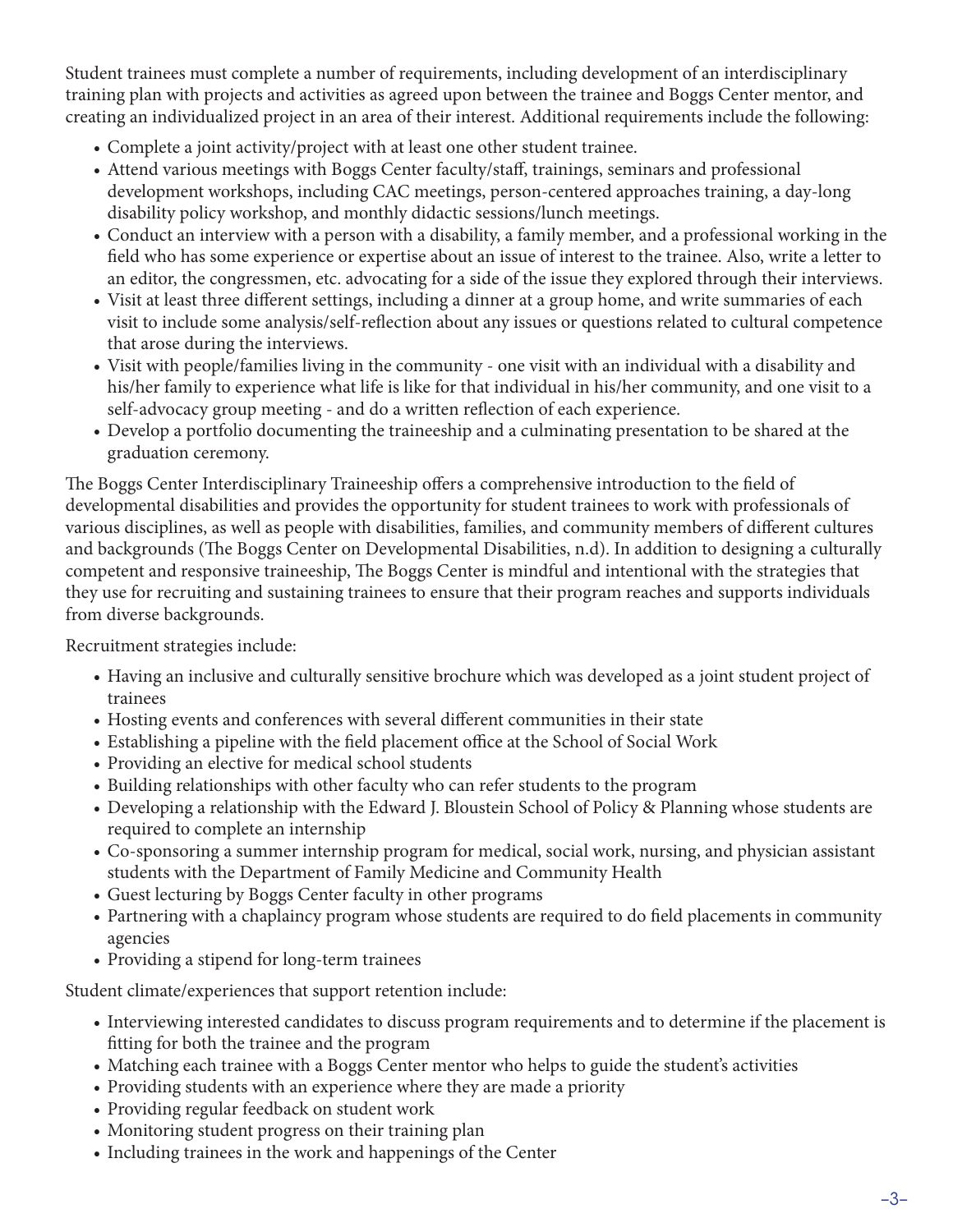Student trainees must complete a number of requirements, including development of an interdisciplinary training plan with projects and activities as agreed upon between the trainee and Boggs Center mentor, and creating an individualized project in an area of their interest. Additional requirements include the following:

- Complete a joint activity/project with at least one other student trainee.
- Attend various meetings with Boggs Center faculty/staff, trainings, seminars and professional development workshops, including CAC meetings, person-centered approaches training, a day-long disability policy workshop, and monthly didactic sessions/lunch meetings.
- Conduct an interview with a person with a disability, a family member, and a professional working in the field who has some experience or expertise about an issue of interest to the trainee. Also, write a letter to an editor, the congressmen, etc. advocating for a side of the issue they explored through their interviews.
- Visit at least three different settings, including a dinner at a group home, and write summaries of each visit to include some analysis/self-reflection about any issues or questions related to cultural competence that arose during the interviews.
- Visit with people/families living in the community - one visit with an individual with a disability and his/her family to experience what life is like for that individual in his/her community, and one visit to a self-advocacy group meeting - and do a written reflection of each experience.
- Develop a portfolio documenting the traineeship and a culminating presentation to be shared at the graduation ceremony.

The Boggs Center Interdisciplinary Traineeship offers a comprehensive introduction to the field of developmental disabilities and provides the opportunity for student trainees to work with professionals of various disciplines, as well as people with disabilities, families, and community members of different cultures and backgrounds (The Boggs Center on Developmental Disabilities, n.d). In addition to designing a culturally competent and responsive traineeship, The Boggs Center is mindful and intentional with the strategies that they use for recruiting and sustaining trainees to ensure that their program reaches and supports individuals from diverse backgrounds.

Recruitment strategies include:

- Having an inclusive and culturally sensitive brochure which was developed as a joint student project of trainees
- Hosting events and conferences with several different communities in their state
- Establishing a pipeline with the field placement office at the School of Social Work
- Providing an elective for medical school students
- Building relationships with other faculty who can refer students to the program
- Developing a relationship with the Edward J. Bloustein School of Policy & Planning whose students are required to complete an internship
- Co-sponsoring a summer internship program for medical, social work, nursing, and physician assistant students with the Department of Family Medicine and Community Health
- Guest lecturing by Boggs Center faculty in other programs
- Partnering with a chaplaincy program whose students are required to do field placements in community agencies
- Providing a stipend for long-term trainees

Student climate/experiences that support retention include:

- Interviewing interested candidates to discuss program requirements and to determine if the placement is fitting for both the trainee and the program
- Matching each trainee with a Boggs Center mentor who helps to guide the student's activities
- Providing students with an experience where they are made a priority
- Providing regular feedback on student work
- Monitoring student progress on their training plan
- Including trainees in the work and happenings of the Center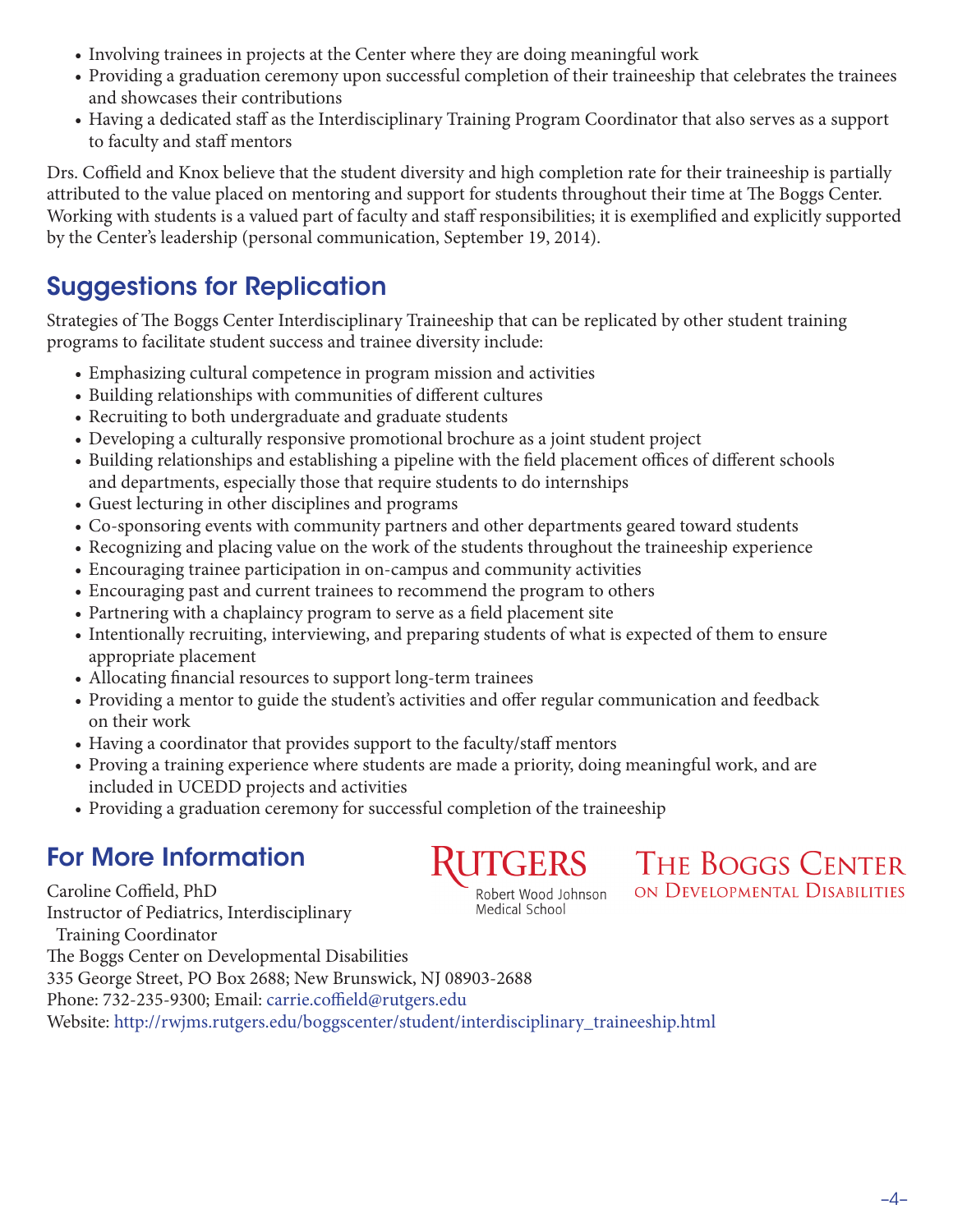- Involving trainees in projects at the Center where they are doing meaningful work
- Providing a graduation ceremony upon successful completion of their traineeship that celebrates the trainees and showcases their contributions
- Having a dedicated staff as the Interdisciplinary Training Program Coordinator that also serves as a support to faculty and staff mentors

Drs. Coffield and Knox believe that the student diversity and high completion rate for their traineeship is partially attributed to the value placed on mentoring and support for students throughout their time at The Boggs Center. Working with students is a valued part of faculty and staff responsibilities; it is exemplified and explicitly supported by the Center's leadership (personal communication, September 19, 2014).

## Suggestions for Replication

Strategies of The Boggs Center Interdisciplinary Traineeship that can be replicated by other student training programs to facilitate student success and trainee diversity include:

- Emphasizing cultural competence in program mission and activities
- Building relationships with communities of different cultures
- Recruiting to both undergraduate and graduate students
- Developing a culturally responsive promotional brochure as a joint student project
- Building relationships and establishing a pipeline with the field placement offices of different schools and departments, especially those that require students to do internships
- Guest lecturing in other disciplines and programs
- Co-sponsoring events with community partners and other departments geared toward students
- Recognizing and placing value on the work of the students throughout the traineeship experience
- Encouraging trainee participation in on-campus and community activities
- Encouraging past and current trainees to recommend the program to others
- Partnering with a chaplaincy program to serve as a field placement site
- Intentionally recruiting, interviewing, and preparing students of what is expected of them to ensure appropriate placement
- Allocating financial resources to support long-term trainees
- Providing a mentor to guide the student's activities and offer regular communication and feedback on their work
- Having a coordinator that provides support to the faculty/staff mentors
- Proving a training experience where students are made a priority, doing meaningful work, and are included in UCEDD projects and activities
- Providing a graduation ceremony for successful completion of the traineeship

## For More Information

Rutgers Robert Wood Johnson Medical School

The Boggs Center on Developmental Disabilities

Caroline Coffield, PhD
Instructor of Pediatrics, Interdisciplinary Training Coordinator
The Boggs Center on Developmental Disabilities
335 George Street, PO Box 2688; New Brunswick, NJ 08903-2688
Phone: 732-235-9300; Email: carrie.coffield@rutgers.edu
Website: http://rwjms.rutgers.edu/boggscenter/student/interdisciplinary_traineeship.html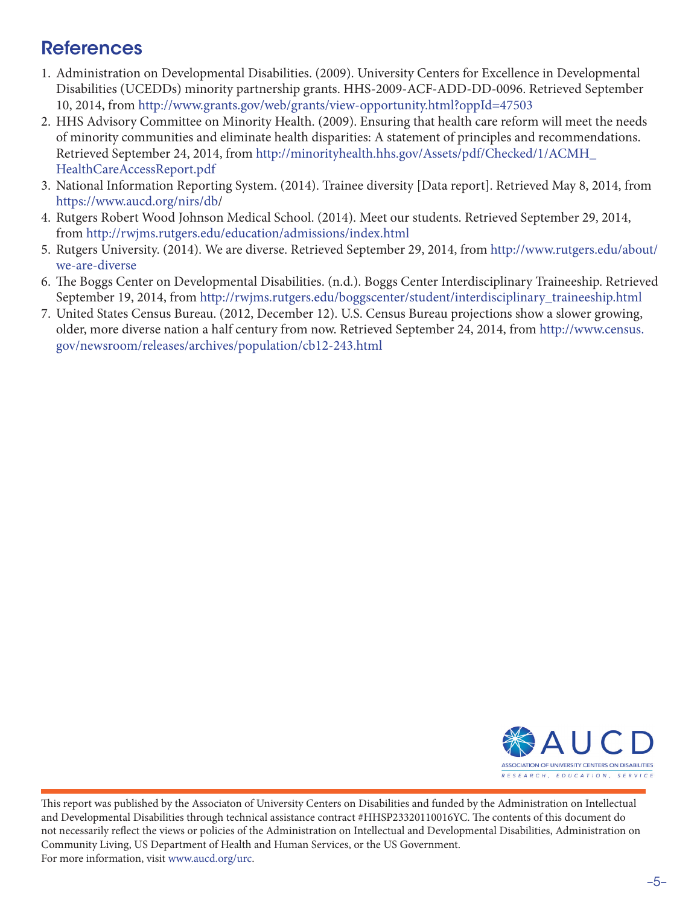## References

1. Administration on Developmental Disabilities. (2009). University Centers for Excellence in Developmental Disabilities (UCEDDs) minority partnership grants. HHS-2009-ACF-ADD-DD-0096. Retrieved September 10, 2014, from http://www.grants.gov/web/grants/view-opportunity.html?oppId=47503
2. HHS Advisory Committee on Minority Health. (2009). Ensuring that health care reform will meet the needs of minority communities and eliminate health disparities: A statement of principles and recommendations. Retrieved September 24, 2014, from http://minorityhealth.hhs.gov/Assets/pdf/Checked/1/ACMH_HealthCareAccessReport.pdf
3. National Information Reporting System. (2014). Trainee diversity [Data report]. Retrieved May 8, 2014, from https://www.aucd.org/nirs/db/
4. Rutgers Robert Wood Johnson Medical School. (2014). Meet our students. Retrieved September 29, 2014, from http://rwjms.rutgers.edu/education/admissions/index.html
5. Rutgers University. (2014). We are diverse. Retrieved September 29, 2014, from http://www.rutgers.edu/about/we-are-diverse
6. The Boggs Center on Developmental Disabilities. (n.d.). Boggs Center Interdisciplinary Traineeship. Retrieved September 19, 2014, from http://rwjms.rutgers.edu/boggscenter/student/interdisciplinary_traineeship.html
7. United States Census Bureau. (2012, December 12). U.S. Census Bureau projections show a slower growing, older, more diverse nation a half century from now. Retrieved September 24, 2014, from http://www.census.gov/newsroom/releases/archives/population/cb12-243.html

AUCD
ASSOCIATION OF UNIVERSITY CENTERS ON DISABILITIES
RESEARCH, EDUCATION, SERVICE

This report was published by the Associaton of University Centers on Disabilities and funded by the Administration on Intellectual and Developmental Disabilities through technical assistance contract #HHSP23320110016YC. The contents of this document do not necessarily reflect the views or policies of the Administration on Intellectual and Developmental Disabilities, Administration on Community Living, US Department of Health and Human Services, or the US Government.
For more information, visit www.aucd.org/urc.